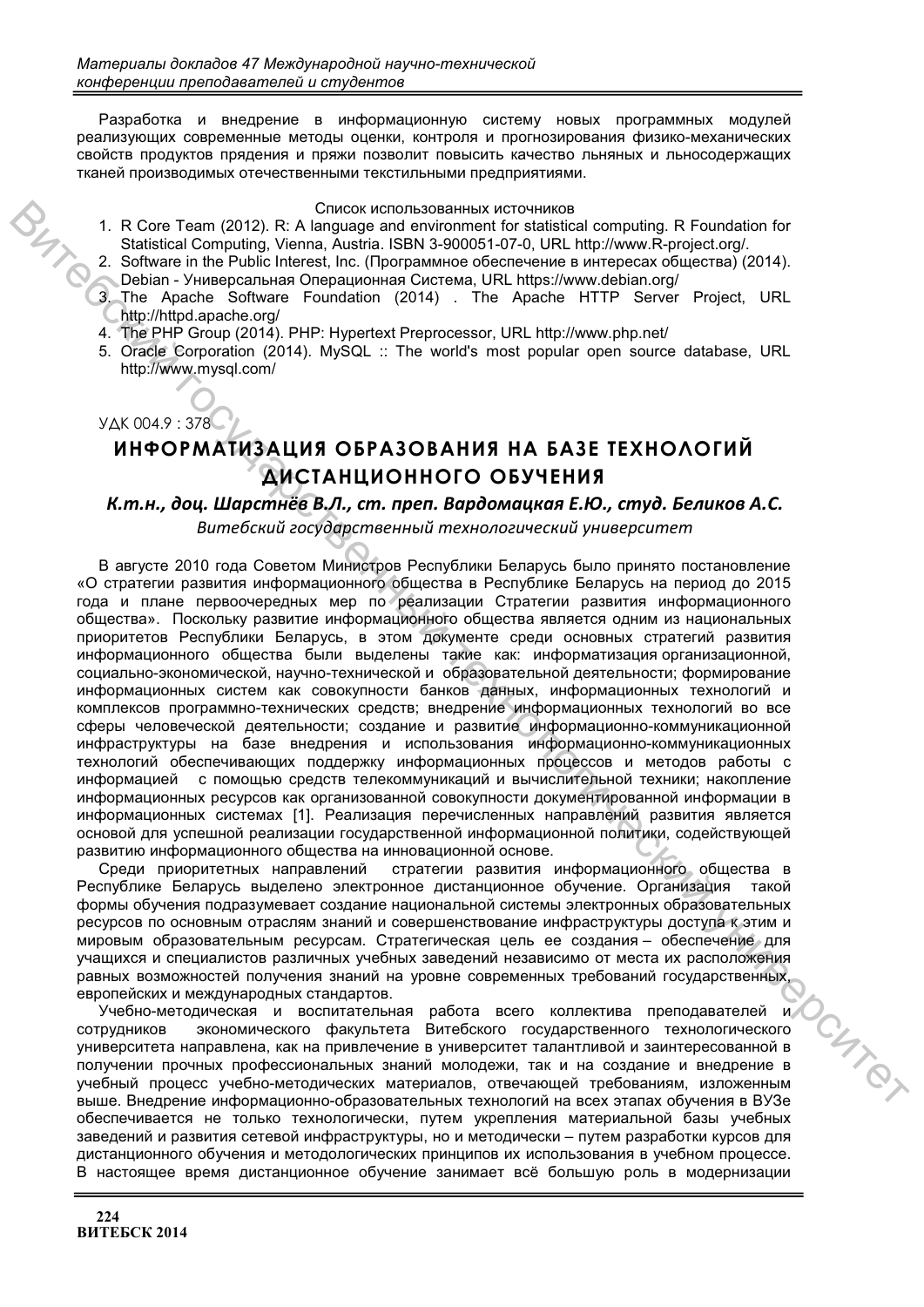Разработка и внедрение в информационную систему новых программных модулей реализующих современные методы оценки, контроля и прогнозирования физико-механических свойств продуктов прядения и пряжи позволит повысить качество льняных и льносодержащих тканей производимых отечественными текстильными предприятиями.

Список использованных источников

1. R Core Team (2012). R: A language and environment for statistical computing. R Foundation for Statistical Computing, Vienna, Austria. ISBN 3-900051-07-0, URL http://www.R-project.org/.
2. Software in the Public Interest, Inc. (Программное обеспечение в интересах общества) (2014). Debian - Универсальная Операционная Система, URL https://www.debian.org/
3. The Apache Software Foundation (2014) . The Apache HTTP Server Project, URL http://httpd.apache.org/
4. The PHP Group (2014). PHP: Hypertext Preprocessor, URL http://www.php.net/
5. Oracle Corporation (2014). MySQL :: The world's most popular open source database, URL http://www.mysql.com/

УДК 004.9 : 378

# ИНФОРМАТИЗАЦИЯ ОБРАЗОВАНИЯ НА БАЗЕ ТЕХНОЛОГИЙ ДИСТАНЦИОННОГО ОБУЧЕНИЯ

***К.т.н., доц. Шарстнёв В.Л., ст. преп. Вардомацкая Е.Ю., студ. Беликов А.С.***

*Витебский государственный технологический университет*

В августе 2010 года Советом Министров Республики Беларусь было принято постановление «О стратегии развития информационного общества в Республике Беларусь на период до 2015 года и плане первоочередных мер по реализации Стратегии развития информационного общества». Поскольку развитие информационного общества является одним из национальных приоритетов Республики Беларусь, в этом документе среди основных стратегий развития информационного общества были выделены такие как: информатизация организационной, социально-экономической, научно-технической и образовательной деятельности; формирование информационных систем как совокупности банков данных, информационных технологий и комплексов программно-технических средств; внедрение информационных технологий во все сферы человеческой деятельности; создание и развитие информационно-коммуникационной инфраструктуры на базе внедрения и использования информационно-коммуникационных технологий обеспечивающих поддержку информационных процессов и методов работы с информацией с помощью средств телекоммуникаций и вычислительной техники; накопление информационных ресурсов как организованной совокупности документированной информации в информационных системах [1]. Реализация перечисленных направлений развития является основой для успешной реализации государственной информационной политики, содействующей развитию информационного общества на инновационной основе.

Среди приоритетных направлений стратегии развития информационного общества в Республике Беларусь выделено электронное дистанционное обучение. Организация такой формы обучения подразумевает создание национальной системы электронных образовательных ресурсов по основным отраслям знаний и совершенствование инфраструктуры доступа к этим и мировым образовательным ресурсам. Стратегическая цель ее создания – обеспечение для учащихся и специалистов различных учебных заведений независимо от места их расположения равных возможностей получения знаний на уровне современных требований государственных, европейских и международных стандартов.

Учебно-методическая и воспитательная работа всего коллектива преподавателей и сотрудников экономического факультета Витебского государственного технологического университета направлена, как на привлечение в университет талантливой и заинтересованной в получении прочных профессиональных знаний молодежи, так и на создание и внедрение в учебный процесс учебно-методических материалов, отвечающей требованиям, изложенным выше. Внедрение информационно-образовательных технологий на всех этапах обучения в ВУЗе обеспечивается не только технологически, путем укрепления материальной базы учебных заведений и развития сетевой инфраструктуры, но и методически – путем разработки курсов для дистанционного обучения и методологических принципов их использования в учебном процессе. В настоящее время дистанционное обучение занимает всё большую роль в модернизации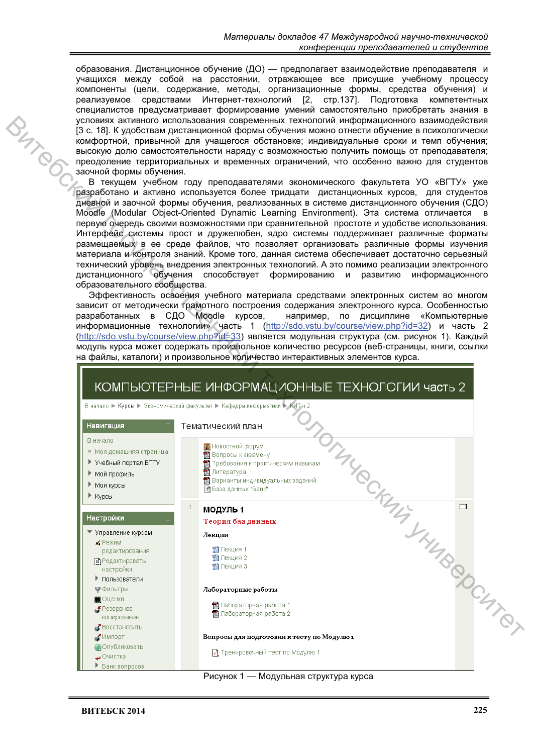образования. Дистанционное обучение (ДО) — предполагает взаимодействие преподавателя и учащихся между собой на расстоянии, отражающее все присущие учебному процессу компоненты (цели, содержание, методы, организационные формы, средства обучения) и реализуемое средствами Интернет-технологий [2, стр.137]. Подготовка компетентных специалистов предусматривает формирование умений самостоятельно приобретать знания в условиях активного использования современных технологий информационного взаимодействия [3 с. 18]. К удобствам дистанционной формы обучения можно отнести обучение в психологически комфортной, привычной для учащегося обстановке; индивидуальные сроки и темп обучения; высокую долю самостоятельности наряду с возможностью получить помощь от преподавателя; преодоление территориальных и временных ограничений, что особенно важно для студентов заочной формы обучения.

В текущем учебном году преподавателями экономического факультета УО «ВГТУ» уже разработано и активно используется более тридцати дистанционных курсов, для студентов дневной и заочной формы обучения, реализованных в системе дистанционного обучения (СДО) Moodle (Modular Object-Oriented Dynamic Learning Environment). Эта система отличается в первую очередь своими возможностями при сравнительной простоте и удобстве использования. Интерфейс системы прост и дружелюбен, ядро системы поддерживает различные форматы размещаемых в ее среде файлов, что позволяет организовать различные формы изучения материала и контроля знаний. Кроме того, данная система обеспечивает достаточно серьезный технический уровень внедрения электронных технологий. А это помимо реализации электронного дистанционного обучения способствует формированию и развитию информационного образовательного сообщества.

Эффективность освоения учебного материала средствами электронных систем во многом зависит от методически грамотного построения содержания электронного курса. Особенностью разработанных в СДО Moodle курсов, например, по дисциплине «Компьютерные информационные технологии» часть 1 (http://sdo.vstu.by/course/view.php?id=32) и часть 2 (http://sdo.vstu.by/course/view.php?id=33) является модульная структура (см. рисунок 1). Каждый модуль курса может содержать произвольное количество ресурсов (веб-страницы, книги, ссылки на файлы, каталоги) и произвольное количество интерактивных элементов курса.

Рисунок 1 — Модульная структура курса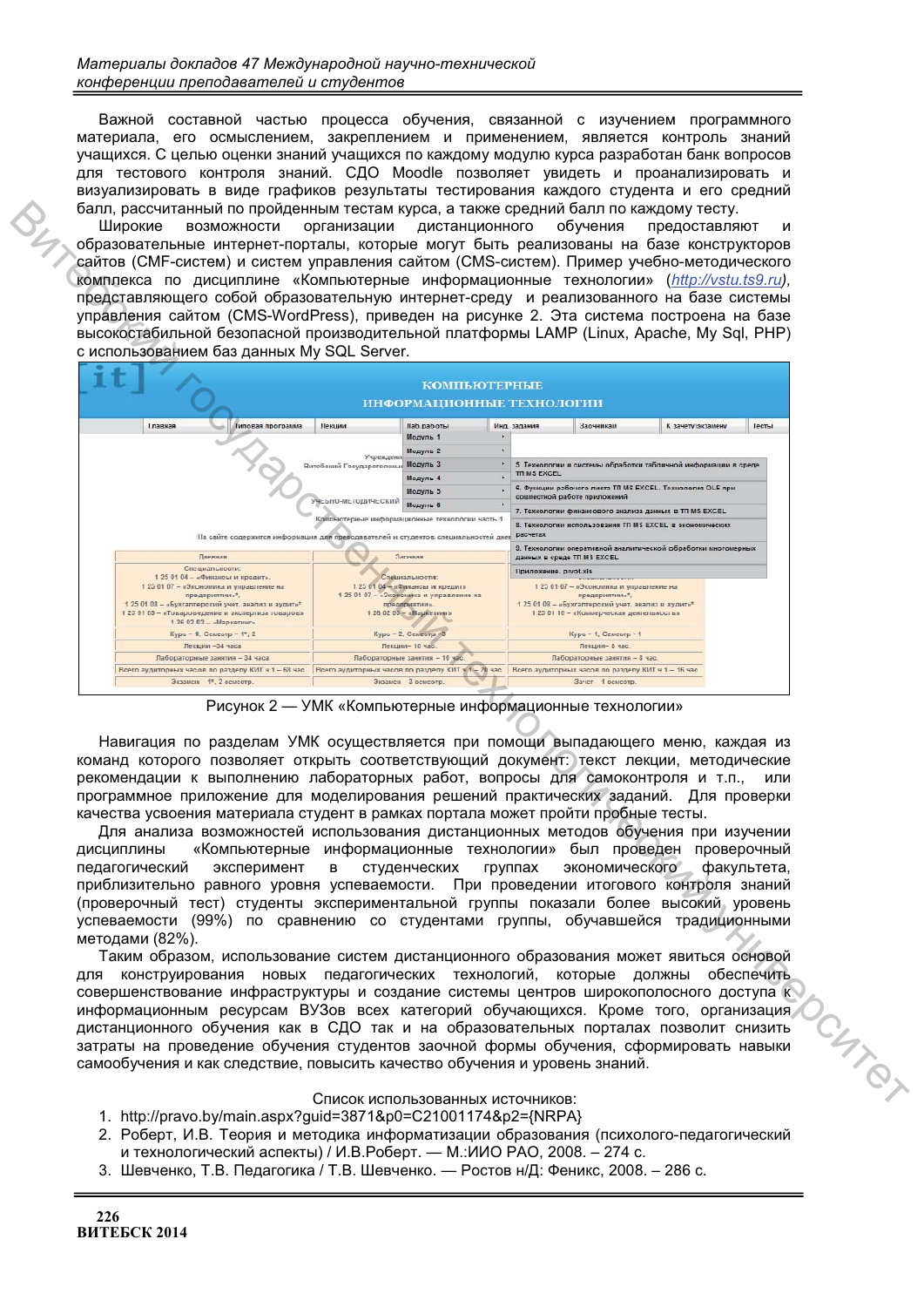Важной составной частью процесса обучения, связанной с изучением программного материала, его осмыслением, закреплением и применением, является контроль знаний учащихся. С целью оценки знаний учащихся по каждому модулю курса разработан банк вопросов для тестового контроля знаний. СДО Moodle позволяет увидеть и проанализировать и визуализировать в виде графиков результаты тестирования каждого студента и его средний балл, рассчитанный по пройденным тестам курса, а также средний балл по каждому тесту.

Широкие возможности организации дистанционного обучения предоставляют и образовательные интернет-порталы, которые могут быть реализованы на базе конструкторов сайтов (CMF-систем) и систем управления сайтом (CMS-систем). Пример учебно-методического комплекса по дисциплине «Компьютерные информационные технологии» (*http://vstu.ts9.ru*), представляющего собой образовательную интернет-среду и реализованного на базе системы управления сайтом (CMS-WordPress), приведен на рисунке 2. Эта система построена на базе высокостабильной безопасной производительной платформы LAMP (Linux, Apache, My Sql, PHP) с использованием баз данных My SQL Server.

Рисунок 2 — УМК «Компьютерные информационные технологии»

Навигация по разделам УМК осуществляется при помощи выпадающего меню, каждая из команд которого позволяет открыть соответствующий документ: текст лекции, методические рекомендации к выполнению лабораторных работ, вопросы для самоконтроля и т.п., или программное приложение для моделирования решений практических заданий. Для проверки качества усвоения материала студент в рамках портала может пройти пробные тесты.

Для анализа возможностей использования дистанционных методов обучения при изучении дисциплины «Компьютерные информационные технологии» был проведен проверочный педагогический эксперимент в студенческих группах экономического факультета, приблизительно равного уровня успеваемости. При проведении итогового контроля знаний (проверочный тест) студенты экспериментальной группы показали более высокий уровень успеваемости (99%) по сравнению со студентами группы, обучавшейся традиционными методами (82%).

Таким образом, использование систем дистанционного образования может явиться основой для конструирования новых педагогических технологий, которые должны обеспечить совершенствование инфраструктуры и создание системы центров широкополосного доступа к информационным ресурсам ВУЗов всех категорий обучающихся. Кроме того, организация дистанционного обучения как в СДО так и на образовательных порталах позволит снизить затраты на проведение обучения студентов заочной формы обучения, сформировать навыки самообучения и как следствие, повысить качество обучения и уровень знаний.

Список использованных источников:

1. http://pravo.by/main.aspx?guid=3871&p0=C21001174&p2={NRPA}
2. Роберт, И.В. Теория и методика информатизации образования (психолого-педагогический и технологический аспекты) / И.В.Роберт. — М.:ИИО РАО, 2008. – 274 с.
3. Шевченко, Т.В. Педагогика / Т.В. Шевченко. — Ростов н/Д: Феникс, 2008. – 286 с.